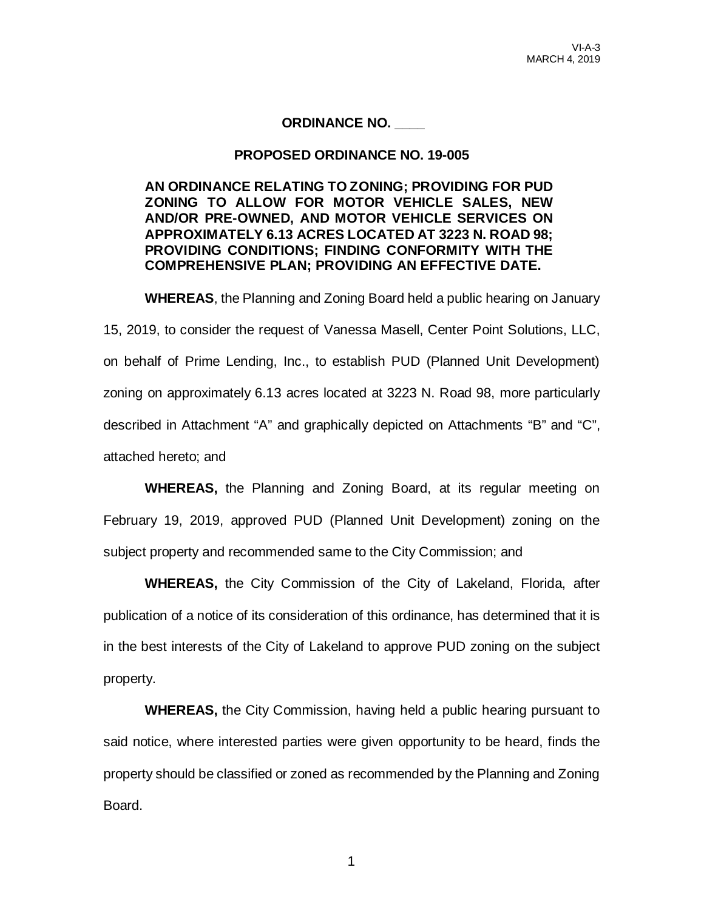VI-A-3
MARCH 4, 2019

## ORDINANCE NO. ____

## PROPOSED ORDINANCE NO. 19-005

**AN ORDINANCE RELATING TO ZONING; PROVIDING FOR PUD ZONING TO ALLOW FOR MOTOR VEHICLE SALES, NEW AND/OR PRE-OWNED, AND MOTOR VEHICLE SERVICES ON APPROXIMATELY 6.13 ACRES LOCATED AT 3223 N. ROAD 98; PROVIDING CONDITIONS; FINDING CONFORMITY WITH THE COMPREHENSIVE PLAN; PROVIDING AN EFFECTIVE DATE.**

**WHEREAS**, the Planning and Zoning Board held a public hearing on January 15, 2019, to consider the request of Vanessa Masell, Center Point Solutions, LLC, on behalf of Prime Lending, Inc., to establish PUD (Planned Unit Development) zoning on approximately 6.13 acres located at 3223 N. Road 98, more particularly described in Attachment "A" and graphically depicted on Attachments "B" and "C", attached hereto; and

**WHEREAS,** the Planning and Zoning Board, at its regular meeting on February 19, 2019, approved PUD (Planned Unit Development) zoning on the subject property and recommended same to the City Commission; and

**WHEREAS,** the City Commission of the City of Lakeland, Florida, after publication of a notice of its consideration of this ordinance, has determined that it is in the best interests of the City of Lakeland to approve PUD zoning on the subject property.

**WHEREAS,** the City Commission, having held a public hearing pursuant to said notice, where interested parties were given opportunity to be heard, finds the property should be classified or zoned as recommended by the Planning and Zoning Board.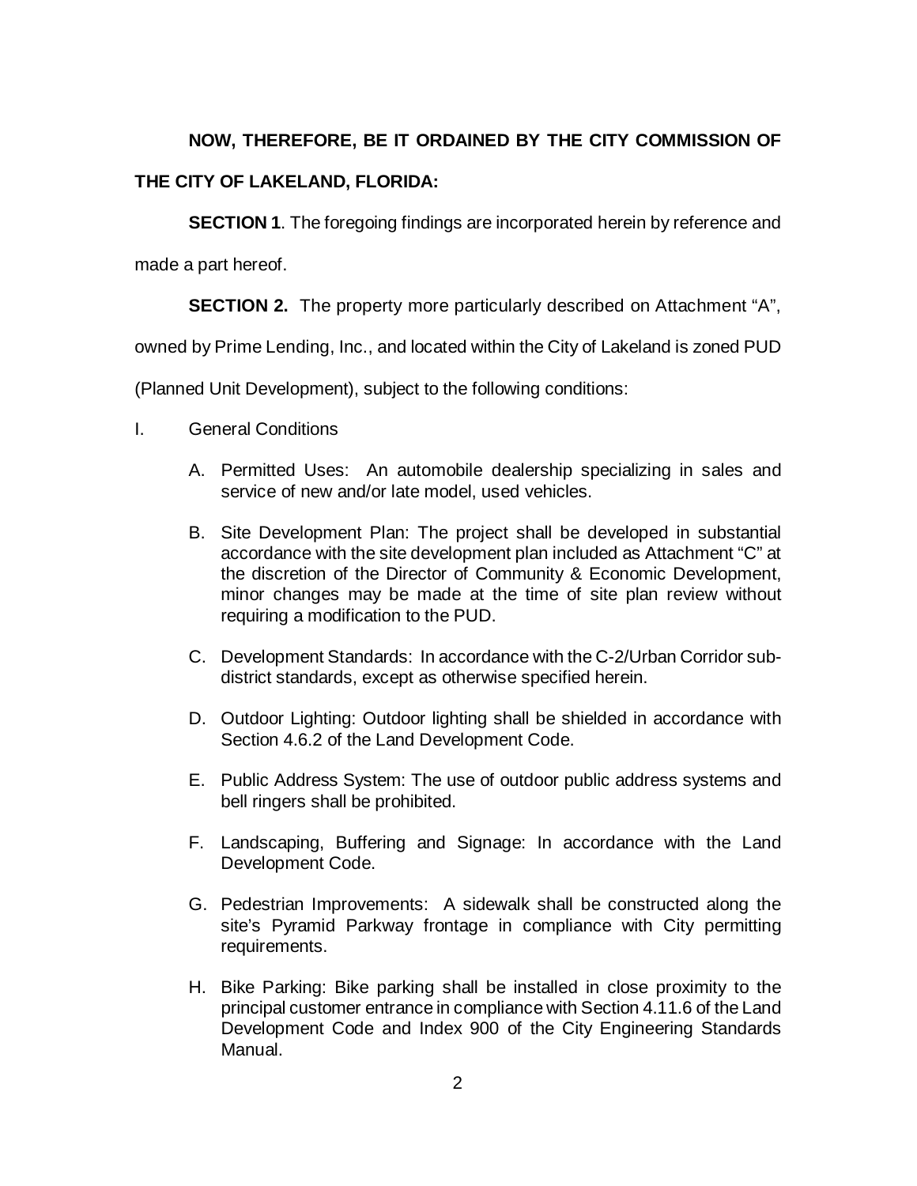**NOW, THEREFORE, BE IT ORDAINED BY THE CITY COMMISSION OF THE CITY OF LAKELAND, FLORIDA:**

**SECTION 1**. The foregoing findings are incorporated herein by reference and made a part hereof.

**SECTION 2.** The property more particularly described on Attachment "A", owned by Prime Lending, Inc., and located within the City of Lakeland is zoned PUD (Planned Unit Development), subject to the following conditions:

I. General Conditions

A. Permitted Uses: An automobile dealership specializing in sales and service of new and/or late model, used vehicles.

B. Site Development Plan: The project shall be developed in substantial accordance with the site development plan included as Attachment "C" at the discretion of the Director of Community & Economic Development, minor changes may be made at the time of site plan review without requiring a modification to the PUD.

C. Development Standards: In accordance with the C-2/Urban Corridor sub-district standards, except as otherwise specified herein.

D. Outdoor Lighting: Outdoor lighting shall be shielded in accordance with Section 4.6.2 of the Land Development Code.

E. Public Address System: The use of outdoor public address systems and bell ringers shall be prohibited.

F. Landscaping, Buffering and Signage: In accordance with the Land Development Code.

G. Pedestrian Improvements: A sidewalk shall be constructed along the site's Pyramid Parkway frontage in compliance with City permitting requirements.

H. Bike Parking: Bike parking shall be installed in close proximity to the principal customer entrance in compliance with Section 4.11.6 of the Land Development Code and Index 900 of the City Engineering Standards Manual.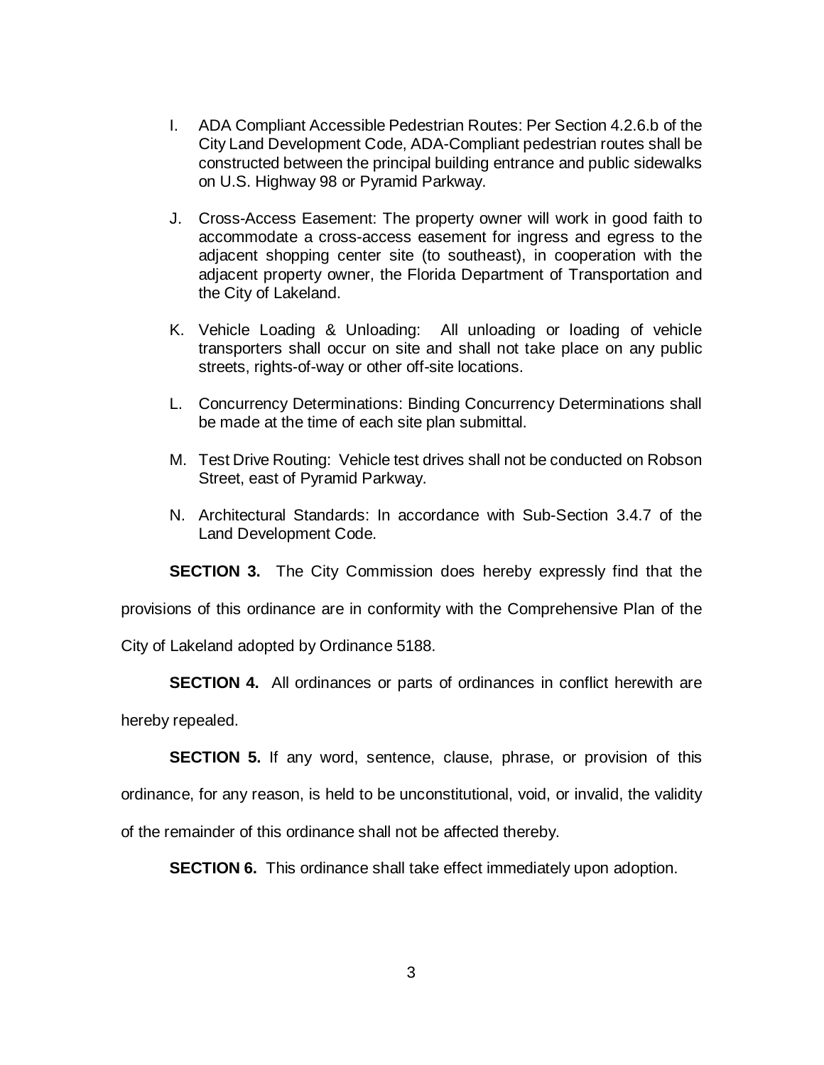I. ADA Compliant Accessible Pedestrian Routes: Per Section 4.2.6.b of the City Land Development Code, ADA-Compliant pedestrian routes shall be constructed between the principal building entrance and public sidewalks on U.S. Highway 98 or Pyramid Parkway.

J. Cross-Access Easement: The property owner will work in good faith to accommodate a cross-access easement for ingress and egress to the adjacent shopping center site (to southeast), in cooperation with the adjacent property owner, the Florida Department of Transportation and the City of Lakeland.

K. Vehicle Loading & Unloading: All unloading or loading of vehicle transporters shall occur on site and shall not take place on any public streets, rights-of-way or other off-site locations.

L. Concurrency Determinations: Binding Concurrency Determinations shall be made at the time of each site plan submittal.

M. Test Drive Routing: Vehicle test drives shall not be conducted on Robson Street, east of Pyramid Parkway.

N. Architectural Standards: In accordance with Sub-Section 3.4.7 of the Land Development Code.

**SECTION 3.** The City Commission does hereby expressly find that the provisions of this ordinance are in conformity with the Comprehensive Plan of the City of Lakeland adopted by Ordinance 5188.

**SECTION 4.** All ordinances or parts of ordinances in conflict herewith are hereby repealed.

**SECTION 5.** If any word, sentence, clause, phrase, or provision of this ordinance, for any reason, is held to be unconstitutional, void, or invalid, the validity of the remainder of this ordinance shall not be affected thereby.

**SECTION 6.** This ordinance shall take effect immediately upon adoption.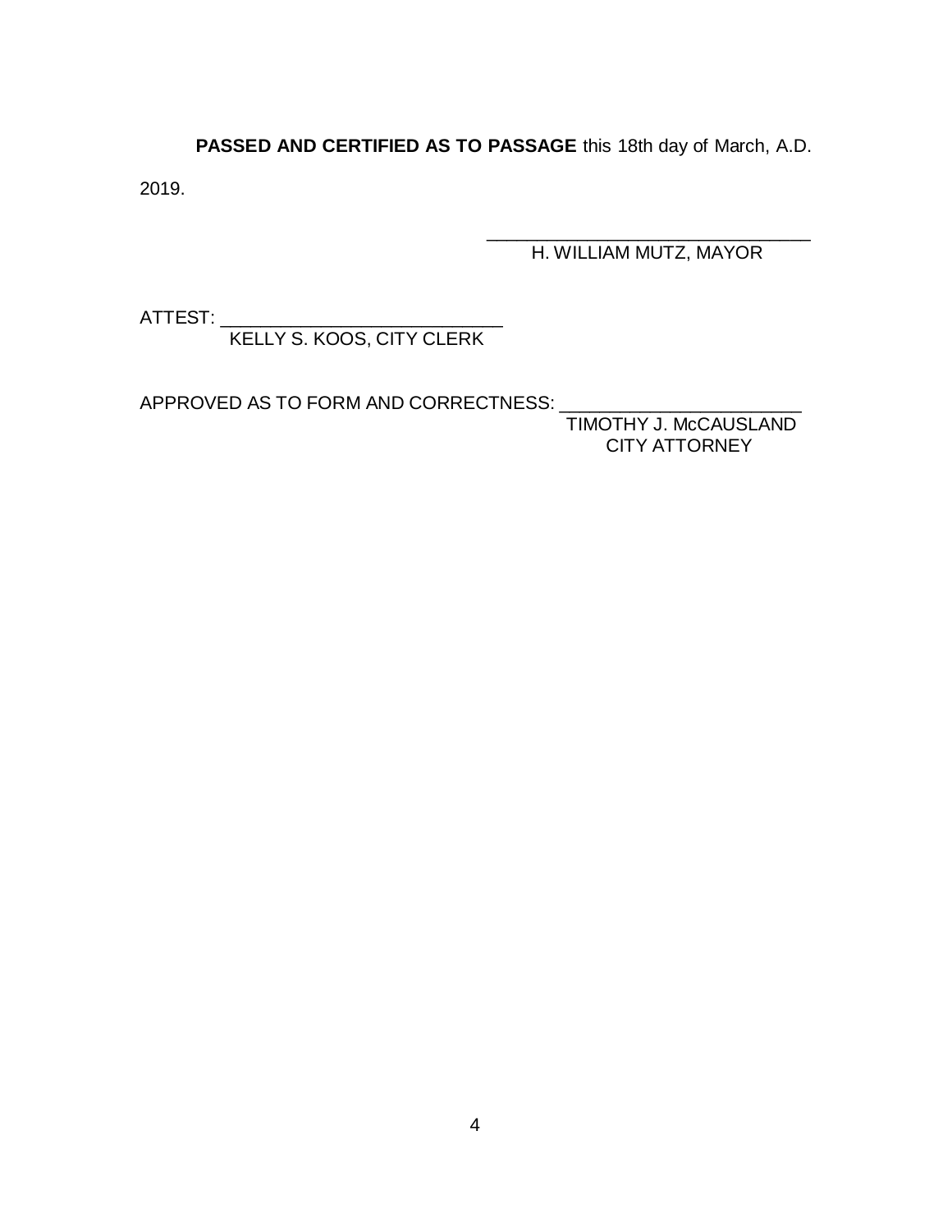**PASSED AND CERTIFIED AS TO PASSAGE** this 18th day of March, A.D. 2019.

\_\_\_\_\_\_\_\_\_\_\_\_\_\_\_\_\_\_\_\_\_\_\_\_\_\_\_\_\_\_\_\_\_
H. WILLIAM MUTZ, MAYOR

ATTEST: \_\_\_\_\_\_\_\_\_\_\_\_\_\_\_\_\_\_\_\_\_\_\_\_\_\_\_\_
KELLY S. KOOS, CITY CLERK

APPROVED AS TO FORM AND CORRECTNESS: \_\_\_\_\_\_\_\_\_\_\_\_\_\_\_\_\_\_\_\_\_\_\_\_
TIMOTHY J. McCAUSLAND
CITY ATTORNEY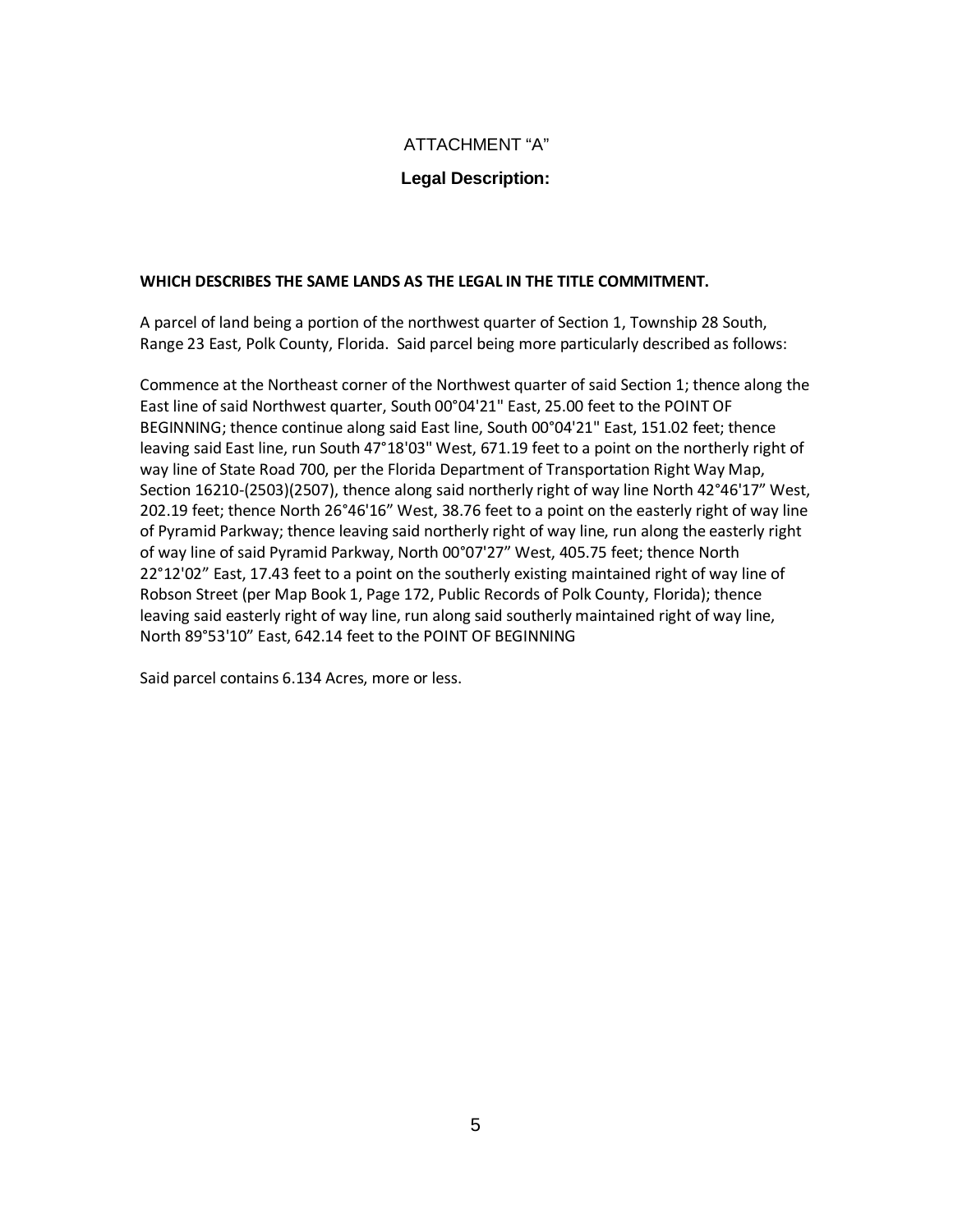# ATTACHMENT "A"

## Legal Description:

**WHICH DESCRIBES THE SAME LANDS AS THE LEGAL IN THE TITLE COMMITMENT.**

A parcel of land being a portion of the northwest quarter of Section 1, Township 28 South, Range 23 East, Polk County, Florida. Said parcel being more particularly described as follows:

Commence at the Northeast corner of the Northwest quarter of said Section 1; thence along the East line of said Northwest quarter, South 00°04'21" East, 25.00 feet to the POINT OF BEGINNING; thence continue along said East line, South 00°04'21" East, 151.02 feet; thence leaving said East line, run South 47°18'03" West, 671.19 feet to a point on the northerly right of way line of State Road 700, per the Florida Department of Transportation Right Way Map, Section 16210-(2503)(2507), thence along said northerly right of way line North 42°46'17" West, 202.19 feet; thence North 26°46'16" West, 38.76 feet to a point on the easterly right of way line of Pyramid Parkway; thence leaving said northerly right of way line, run along the easterly right of way line of said Pyramid Parkway, North 00°07'27" West, 405.75 feet; thence North 22°12'02" East, 17.43 feet to a point on the southerly existing maintained right of way line of Robson Street (per Map Book 1, Page 172, Public Records of Polk County, Florida); thence leaving said easterly right of way line, run along said southerly maintained right of way line, North 89°53'10" East, 642.14 feet to the POINT OF BEGINNING

Said parcel contains 6.134 Acres, more or less.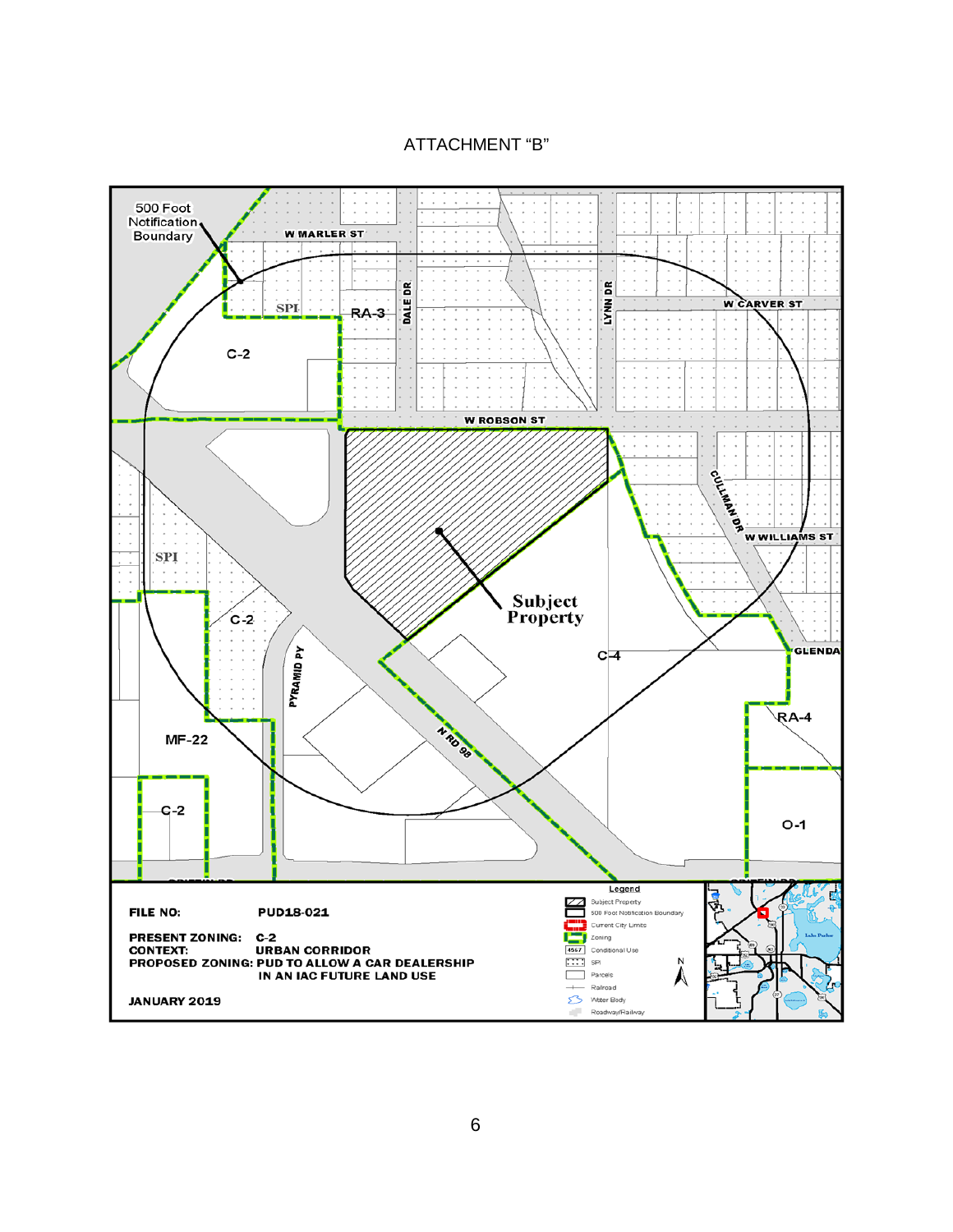ATTACHMENT "B"

500 Foot Notification Boundary

W MARLER ST

SPI

RA-3

DALE DR

LYNN DR

W CARVER ST

C-2

W ROBSON ST

CULLMAN DR

W WILLIAMS ST

SPI

Subject Property

C-2

PYRAMID PY

C-4

GLENDA

RA-4

MF-22

N RD 98

C-2

O-1

**FILE NO:** PUD18-021

**PRESENT ZONING:** C-2

**CONTEXT:** URBAN CORRIDOR

**PROPOSED ZONING:** PUD TO ALLOW A CAR DEALERSHIP IN AN IAC FUTURE LAND USE

**JANUARY 2019**

**Legend**

- Subject Property
- 500 Foot Notification Boundary
- Current City Limits
- Zoning
- Conditional Use
- SPI
- Parcels
- Railroad
- Water Body
- Roadway/Railway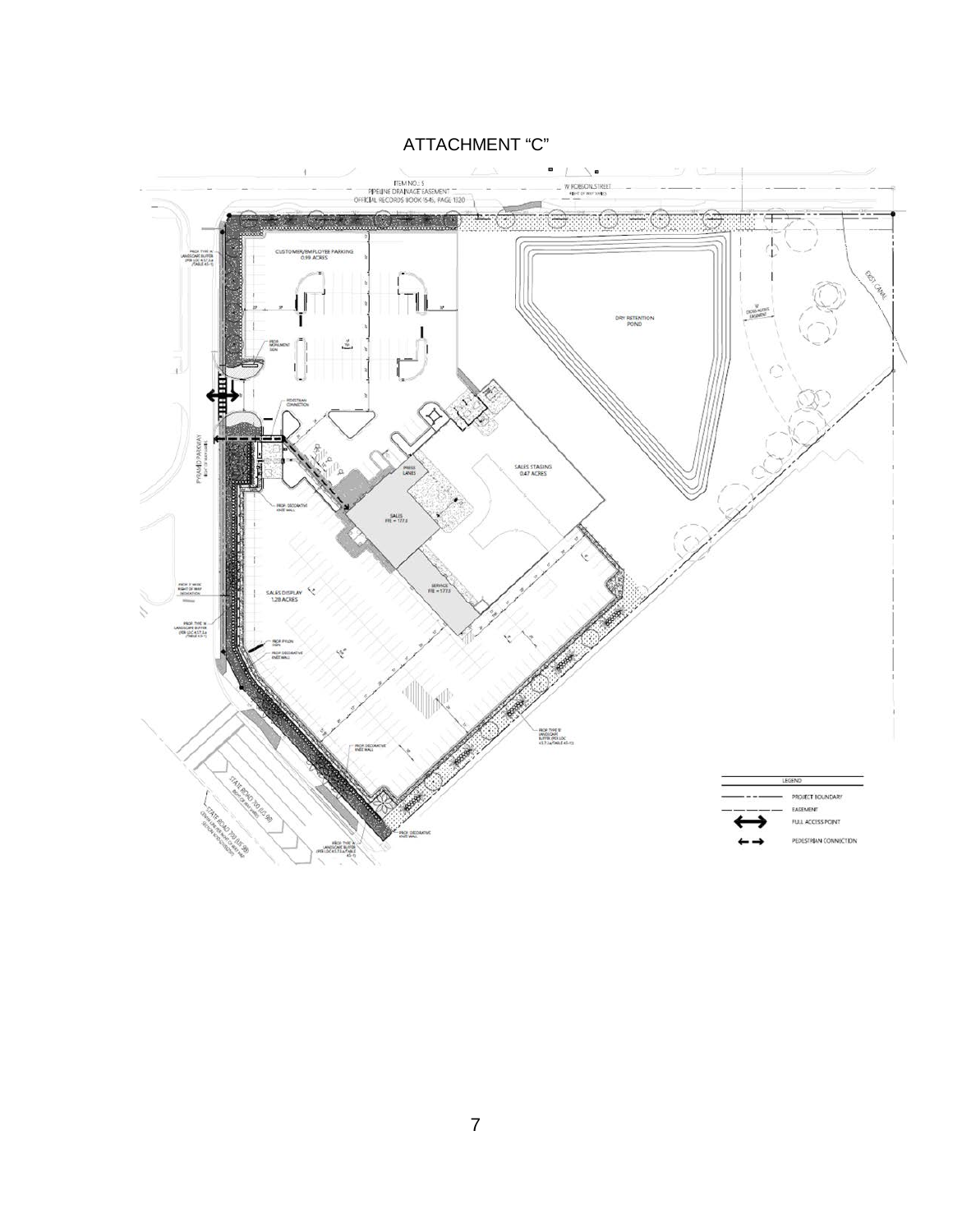# ATTACHMENT "C"

ITEM NO.: 5
PIPELINE DRAINAGE EASEMENT
OFFICIAL RECORDS BOOK 1545, PAGE 1120

W ROBSON STREET

CUSTOMER/EMPLOYEE PARKING
0.99 ACRES

DRY RETENTION POND

SALES STAGING
0.47 ACRES

SALES
FFE = 177.0

SERVICE
FFE = 177.0

SALES DISPLAY
1.28 ACRES

PYRAMID PARKWAY

STATE ROAD 700 (US 98)

EAST CANAL

LEGEND

PROJECT BOUNDARY

EASEMENT

FULL ACCESS POINT

PEDESTRIAN CONNECTION